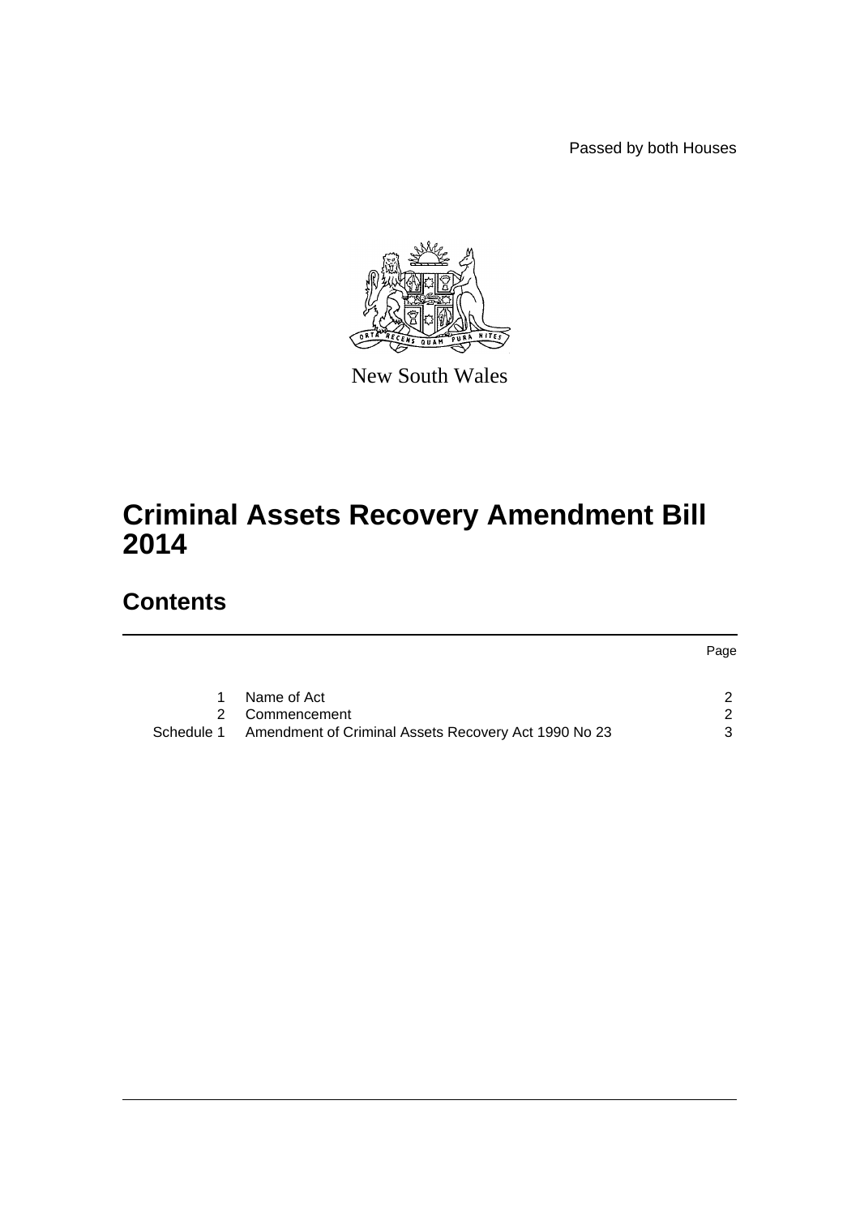Passed by both Houses

New South Wales

# Criminal Assets Recovery Amendment Bill 2014

## Contents

| | | Page |
|---|---|---|
| 1 | Name of Act | 2 |
| 2 | Commencement | 2 |
| Schedule 1 | Amendment of Criminal Assets Recovery Act 1990 No 23 | 3 |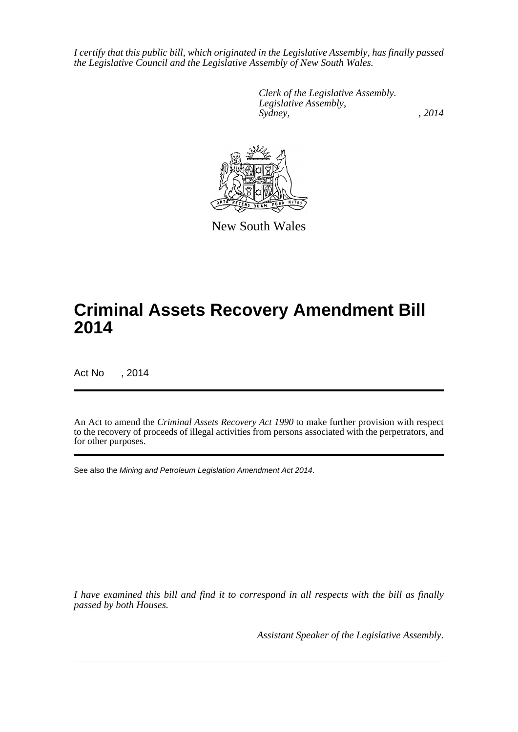*I certify that this public bill, which originated in the Legislative Assembly, has finally passed the Legislative Council and the Legislative Assembly of New South Wales.*

*Clerk of the Legislative Assembly.*
*Legislative Assembly,*
*Sydney, , 2014*

New South Wales

# Criminal Assets Recovery Amendment Bill 2014

Act No , 2014

An Act to amend the *Criminal Assets Recovery Act 1990* to make further provision with respect to the recovery of proceeds of illegal activities from persons associated with the perpetrators, and for other purposes.

See also the *Mining and Petroleum Legislation Amendment Act 2014*.

*I have examined this bill and find it to correspond in all respects with the bill as finally passed by both Houses.*

*Assistant Speaker of the Legislative Assembly.*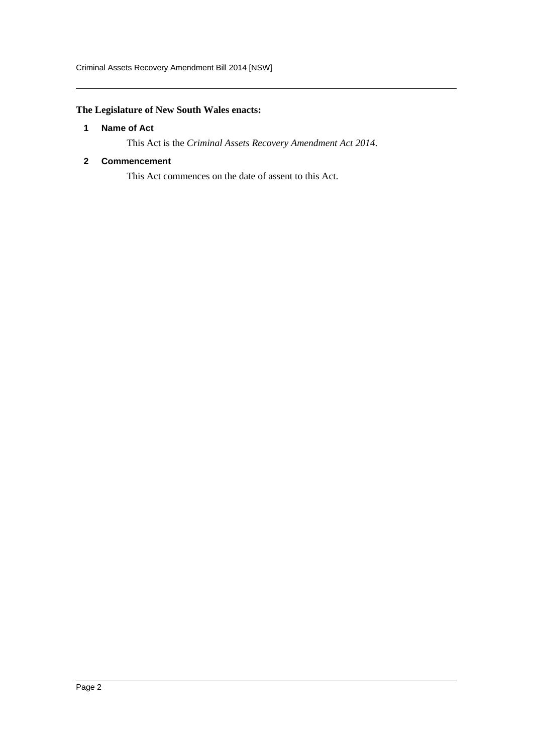**The Legislature of New South Wales enacts:**

### 1 Name of Act

This Act is the *Criminal Assets Recovery Amendment Act 2014*.

### 2 Commencement

This Act commences on the date of assent to this Act.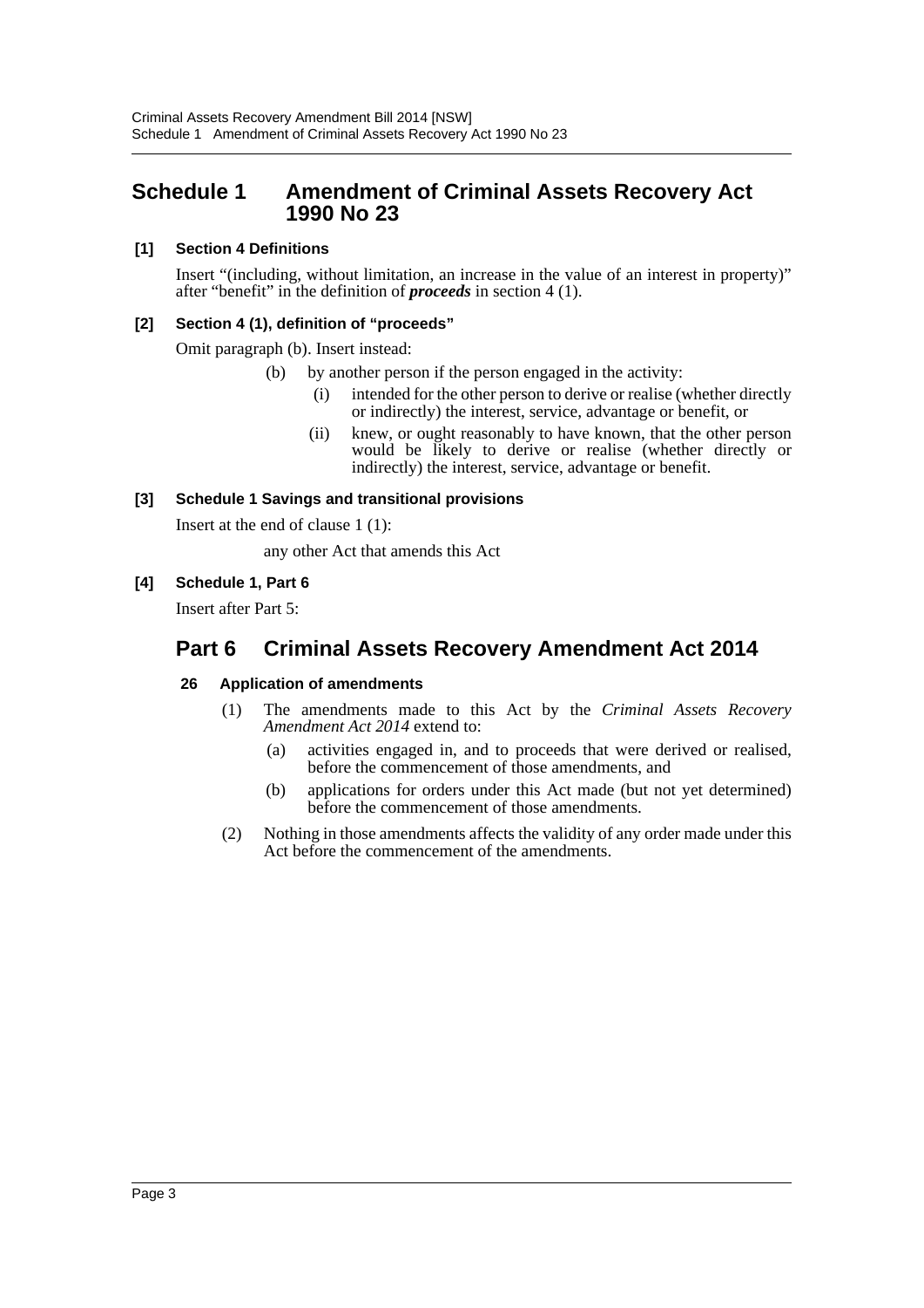# Schedule 1 Amendment of Criminal Assets Recovery Act 1990 No 23

### [1] Section 4 Definitions

Insert "(including, without limitation, an increase in the value of an interest in property)" after "benefit" in the definition of ***proceeds*** in section 4 (1).

### [2] Section 4 (1), definition of "proceeds"

Omit paragraph (b). Insert instead:

- (b) by another person if the person engaged in the activity:
  - (i) intended for the other person to derive or realise (whether directly or indirectly) the interest, service, advantage or benefit, or
  - (ii) knew, or ought reasonably to have known, that the other person would be likely to derive or realise (whether directly or indirectly) the interest, service, advantage or benefit.

### [3] Schedule 1 Savings and transitional provisions

Insert at the end of clause 1 (1):

any other Act that amends this Act

### [4] Schedule 1, Part 6

Insert after Part 5:

## Part 6 Criminal Assets Recovery Amendment Act 2014

### 26 Application of amendments

(1) The amendments made to this Act by the *Criminal Assets Recovery Amendment Act 2014* extend to:

- (a) activities engaged in, and to proceeds that were derived or realised, before the commencement of those amendments, and
- (b) applications for orders under this Act made (but not yet determined) before the commencement of those amendments.

(2) Nothing in those amendments affects the validity of any order made under this Act before the commencement of the amendments.